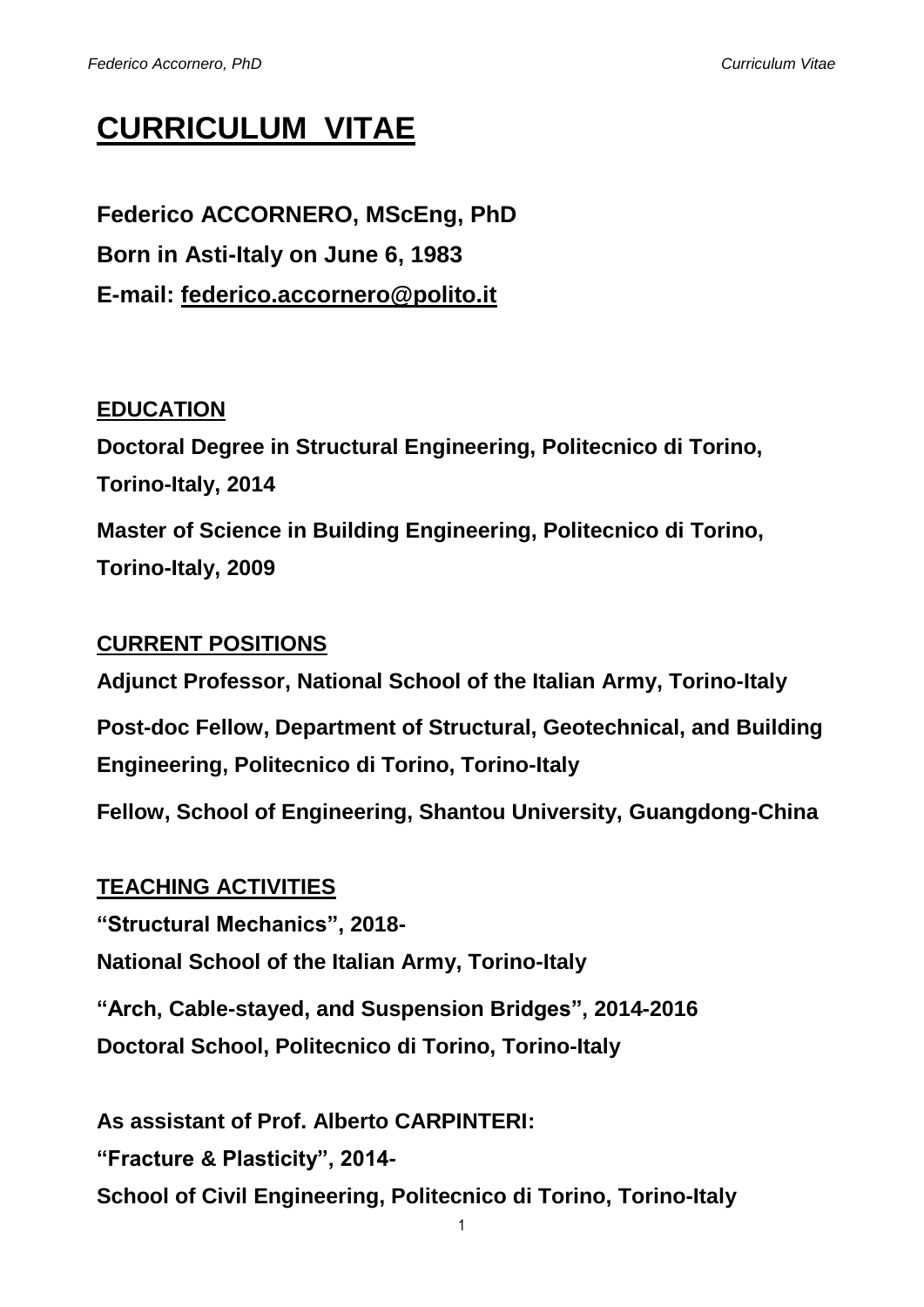# CURRICULUM VITAE

**Federico ACCORNERO, MScEng, PhD**

**Born in Asti-Italy on June 6, 1983**

**E-mail: federico.accornero@polito.it**

## EDUCATION

**Doctoral Degree in Structural Engineering, Politecnico di Torino, Torino-Italy, 2014**

**Master of Science in Building Engineering, Politecnico di Torino, Torino-Italy, 2009**

## CURRENT POSITIONS

**Adjunct Professor, National School of the Italian Army, Torino-Italy**

**Post-doc Fellow, Department of Structural, Geotechnical, and Building Engineering, Politecnico di Torino, Torino-Italy**

**Fellow, School of Engineering, Shantou University, Guangdong-China**

## TEACHING ACTIVITIES

**"Structural Mechanics", 2018-**
**National School of the Italian Army, Torino-Italy**

**"Arch, Cable-stayed, and Suspension Bridges", 2014-2016**
**Doctoral School, Politecnico di Torino, Torino-Italy**

**As assistant of Prof. Alberto CARPINTERI:**
**"Fracture & Plasticity", 2014-**
**School of Civil Engineering, Politecnico di Torino, Torino-Italy**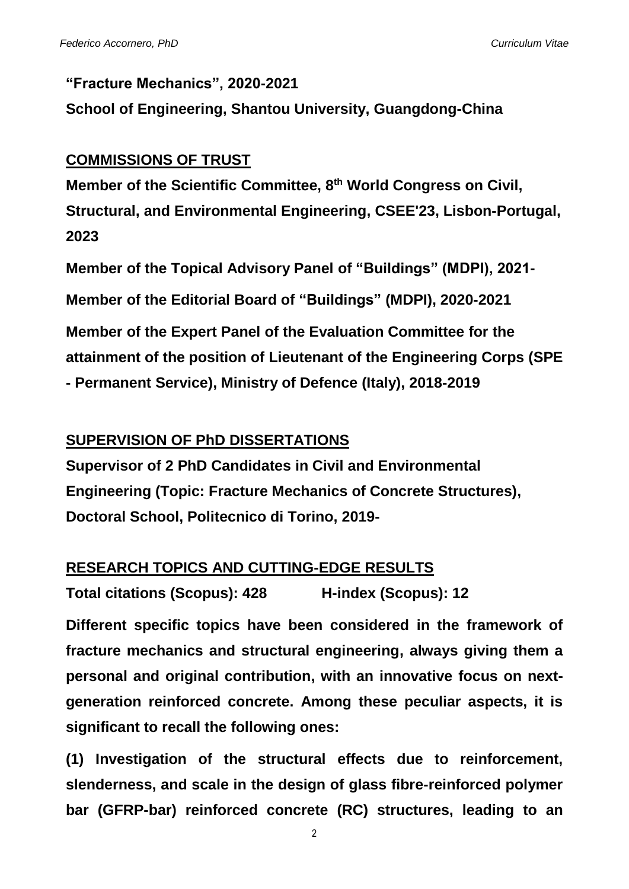**“Fracture Mechanics”, 2020-2021**

**School of Engineering, Shantou University, Guangdong-China**

## COMMISSIONS OF TRUST

**Member of the Scientific Committee, 8th World Congress on Civil, Structural, and Environmental Engineering, CSEE'23, Lisbon-Portugal, 2023**

**Member of the Topical Advisory Panel of “Buildings” (MDPI), 2021-**

**Member of the Editorial Board of “Buildings” (MDPI), 2020-2021**

**Member of the Expert Panel of the Evaluation Committee for the attainment of the position of Lieutenant of the Engineering Corps (SPE - Permanent Service), Ministry of Defence (Italy), 2018-2019**

## SUPERVISION OF PhD DISSERTATIONS

**Supervisor of 2 PhD Candidates in Civil and Environmental Engineering (Topic: Fracture Mechanics of Concrete Structures), Doctoral School, Politecnico di Torino, 2019-**

## RESEARCH TOPICS AND CUTTING-EDGE RESULTS

**Total citations (Scopus): 428 H-index (Scopus): 12**

**Different specific topics have been considered in the framework of fracture mechanics and structural engineering, always giving them a personal and original contribution, with an innovative focus on next-generation reinforced concrete. Among these peculiar aspects, it is significant to recall the following ones:**

**(1) Investigation of the structural effects due to reinforcement, slenderness, and scale in the design of glass fibre-reinforced polymer bar (GFRP-bar) reinforced concrete (RC) structures, leading to an**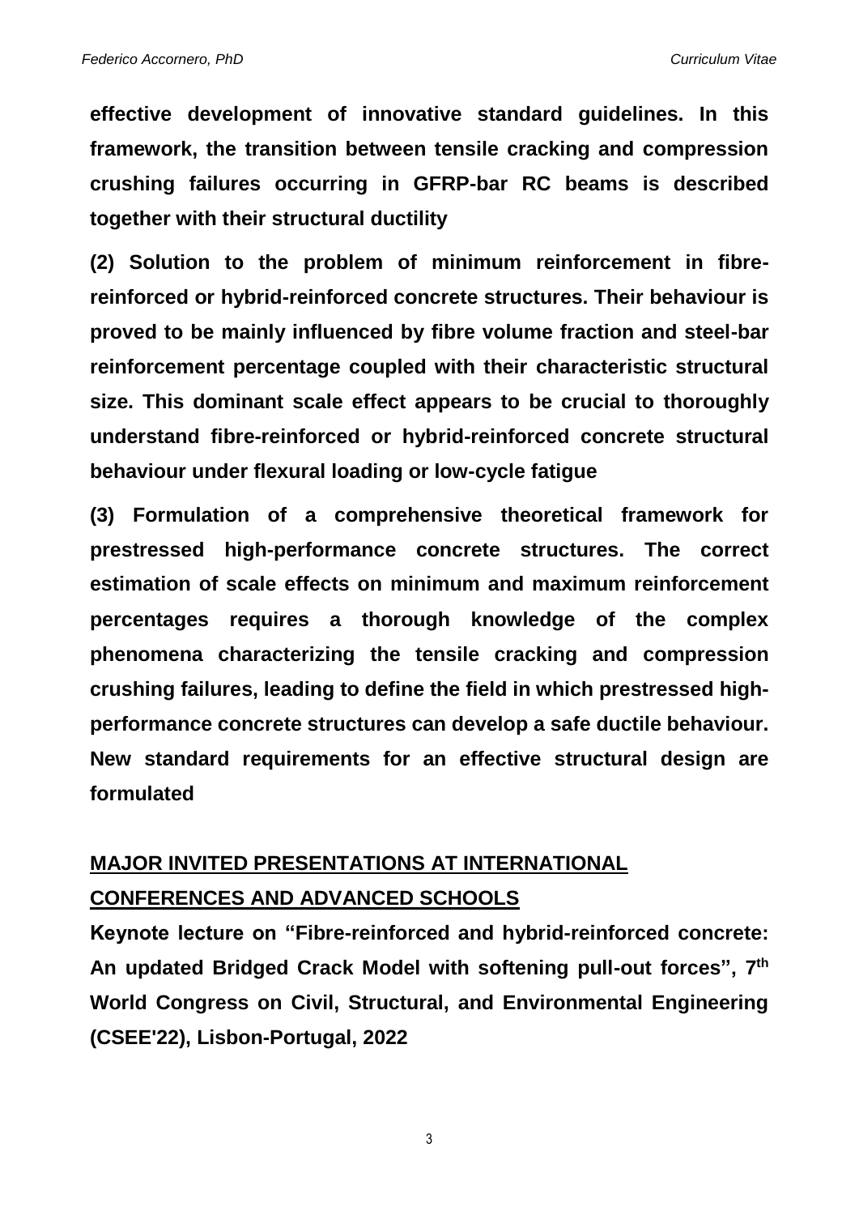**effective development of innovative standard guidelines. In this framework, the transition between tensile cracking and compression crushing failures occurring in GFRP-bar RC beams is described together with their structural ductility**

**(2) Solution to the problem of minimum reinforcement in fibre-reinforced or hybrid-reinforced concrete structures. Their behaviour is proved to be mainly influenced by fibre volume fraction and steel-bar reinforcement percentage coupled with their characteristic structural size. This dominant scale effect appears to be crucial to thoroughly understand fibre-reinforced or hybrid-reinforced concrete structural behaviour under flexural loading or low-cycle fatigue**

**(3) Formulation of a comprehensive theoretical framework for prestressed high-performance concrete structures. The correct estimation of scale effects on minimum and maximum reinforcement percentages requires a thorough knowledge of the complex phenomena characterizing the tensile cracking and compression crushing failures, leading to define the field in which prestressed high-performance concrete structures can develop a safe ductile behaviour. New standard requirements for an effective structural design are formulated**

## MAJOR INVITED PRESENTATIONS AT INTERNATIONAL CONFERENCES AND ADVANCED SCHOOLS

**Keynote lecture on "Fibre-reinforced and hybrid-reinforced concrete: An updated Bridged Crack Model with softening pull-out forces", 7$^{th}$ World Congress on Civil, Structural, and Environmental Engineering (CSEE'22), Lisbon-Portugal, 2022**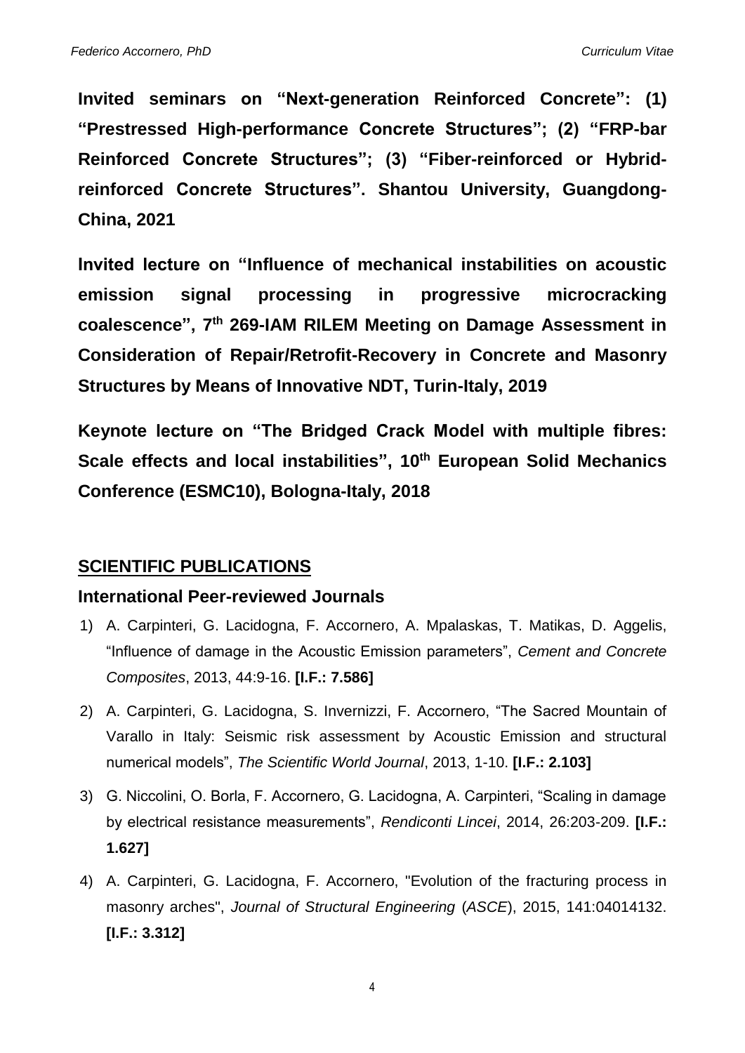**Invited seminars on "Next-generation Reinforced Concrete": (1) "Prestressed High-performance Concrete Structures"; (2) "FRP-bar Reinforced Concrete Structures"; (3) "Fiber-reinforced or Hybrid-reinforced Concrete Structures". Shantou University, Guangdong-China, 2021**

**Invited lecture on "Influence of mechanical instabilities on acoustic emission signal processing in progressive microcracking coalescence", 7th 269-IAM RILEM Meeting on Damage Assessment in Consideration of Repair/Retrofit-Recovery in Concrete and Masonry Structures by Means of Innovative NDT, Turin-Italy, 2019**

**Keynote lecture on "The Bridged Crack Model with multiple fibres: Scale effects and local instabilities", 10th European Solid Mechanics Conference (ESMC10), Bologna-Italy, 2018**

## SCIENTIFIC PUBLICATIONS

### International Peer-reviewed Journals

1) A. Carpinteri, G. Lacidogna, F. Accornero, A. Mpalaskas, T. Matikas, D. Aggelis, "Influence of damage in the Acoustic Emission parameters", *Cement and Concrete Composites*, 2013, 44:9-16. **[I.F.: 7.586]**

2) A. Carpinteri, G. Lacidogna, S. Invernizzi, F. Accornero, "The Sacred Mountain of Varallo in Italy: Seismic risk assessment by Acoustic Emission and structural numerical models", *The Scientific World Journal*, 2013, 1-10. **[I.F.: 2.103]**

3) G. Niccolini, O. Borla, F. Accornero, G. Lacidogna, A. Carpinteri, "Scaling in damage by electrical resistance measurements", *Rendiconti Lincei*, 2014, 26:203-209. **[I.F.: 1.627]**

4) A. Carpinteri, G. Lacidogna, F. Accornero, "Evolution of the fracturing process in masonry arches", *Journal of Structural Engineering* (*ASCE*), 2015, 141:04014132. **[I.F.: 3.312]**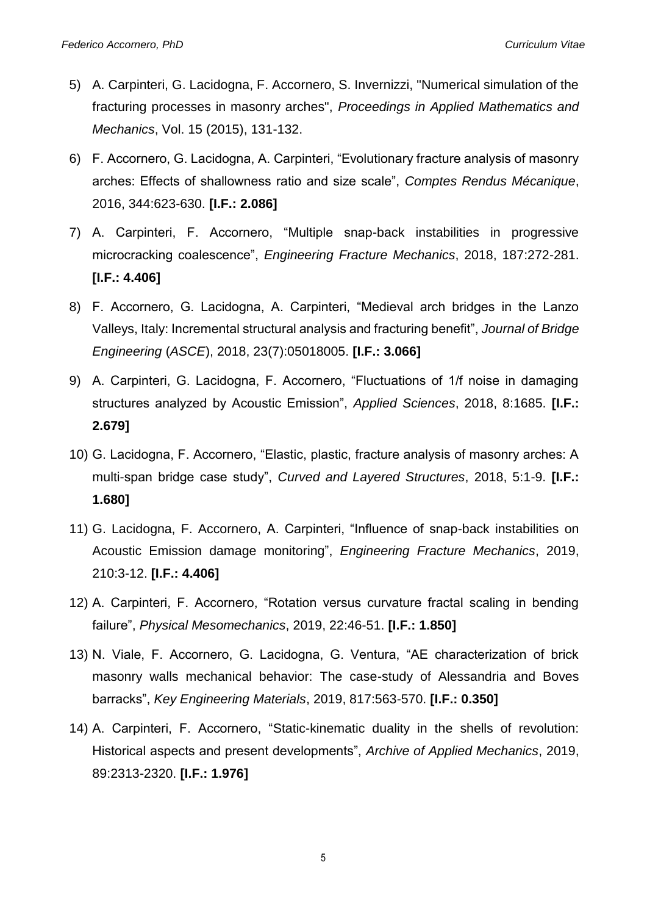5) A. Carpinteri, G. Lacidogna, F. Accornero, S. Invernizzi, "Numerical simulation of the fracturing processes in masonry arches", *Proceedings in Applied Mathematics and Mechanics*, Vol. 15 (2015), 131-132.

6) F. Accornero, G. Lacidogna, A. Carpinteri, "Evolutionary fracture analysis of masonry arches: Effects of shallowness ratio and size scale", *Comptes Rendus Mécanique*, 2016, 344:623-630. **[I.F.: 2.086]**

7) A. Carpinteri, F. Accornero, "Multiple snap-back instabilities in progressive microcracking coalescence", *Engineering Fracture Mechanics*, 2018, 187:272-281. **[I.F.: 4.406]**

8) F. Accornero, G. Lacidogna, A. Carpinteri, "Medieval arch bridges in the Lanzo Valleys, Italy: Incremental structural analysis and fracturing benefit", *Journal of Bridge Engineering* (*ASCE*), 2018, 23(7):05018005. **[I.F.: 3.066]**

9) A. Carpinteri, G. Lacidogna, F. Accornero, "Fluctuations of 1/f noise in damaging structures analyzed by Acoustic Emission", *Applied Sciences*, 2018, 8:1685. **[I.F.: 2.679]**

10) G. Lacidogna, F. Accornero, "Elastic, plastic, fracture analysis of masonry arches: A multi-span bridge case study", *Curved and Layered Structures*, 2018, 5:1-9. **[I.F.: 1.680]**

11) G. Lacidogna, F. Accornero, A. Carpinteri, "Influence of snap-back instabilities on Acoustic Emission damage monitoring", *Engineering Fracture Mechanics*, 2019, 210:3-12. **[I.F.: 4.406]**

12) A. Carpinteri, F. Accornero, "Rotation versus curvature fractal scaling in bending failure", *Physical Mesomechanics*, 2019, 22:46-51. **[I.F.: 1.850]**

13) N. Viale, F. Accornero, G. Lacidogna, G. Ventura, "AE characterization of brick masonry walls mechanical behavior: The case-study of Alessandria and Boves barracks", *Key Engineering Materials*, 2019, 817:563-570. **[I.F.: 0.350]**

14) A. Carpinteri, F. Accornero, "Static-kinematic duality in the shells of revolution: Historical aspects and present developments", *Archive of Applied Mechanics*, 2019, 89:2313-2320. **[I.F.: 1.976]**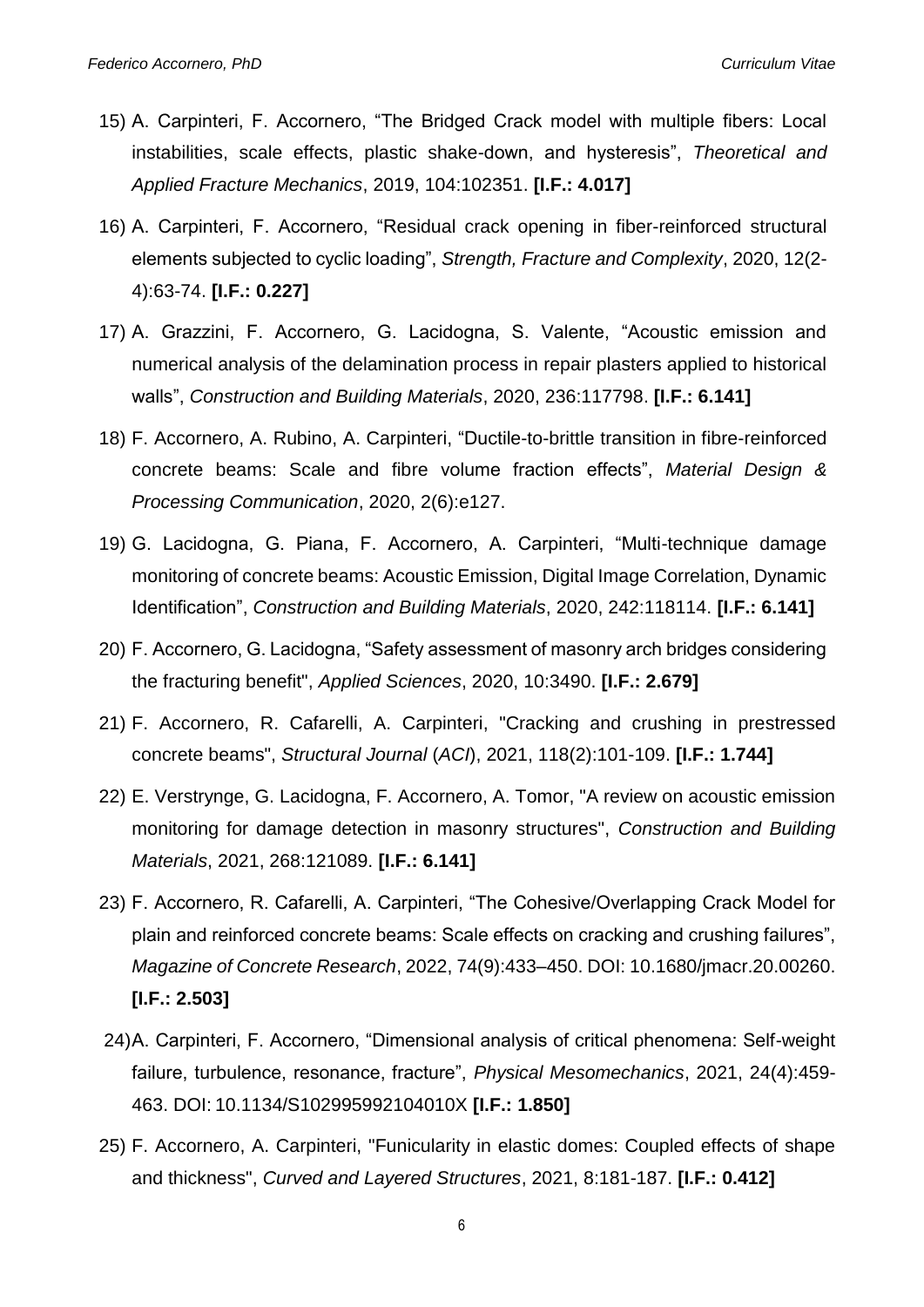15) A. Carpinteri, F. Accornero, “The Bridged Crack model with multiple fibers: Local instabilities, scale effects, plastic shake-down, and hysteresis”, *Theoretical and Applied Fracture Mechanics*, 2019, 104:102351. **[I.F.: 4.017]**

16) A. Carpinteri, F. Accornero, “Residual crack opening in fiber-reinforced structural elements subjected to cyclic loading”, *Strength, Fracture and Complexity*, 2020, 12(2-4):63-74. **[I.F.: 0.227]**

17) A. Grazzini, F. Accornero, G. Lacidogna, S. Valente, “Acoustic emission and numerical analysis of the delamination process in repair plasters applied to historical walls”, *Construction and Building Materials*, 2020, 236:117798. **[I.F.: 6.141]**

18) F. Accornero, A. Rubino, A. Carpinteri, “Ductile-to-brittle transition in fibre-reinforced concrete beams: Scale and fibre volume fraction effects”, *Material Design & Processing Communication*, 2020, 2(6):e127.

19) G. Lacidogna, G. Piana, F. Accornero, A. Carpinteri, “Multi-technique damage monitoring of concrete beams: Acoustic Emission, Digital Image Correlation, Dynamic Identification”, *Construction and Building Materials*, 2020, 242:118114. **[I.F.: 6.141]**

20) F. Accornero, G. Lacidogna, “Safety assessment of masonry arch bridges considering the fracturing benefit", *Applied Sciences*, 2020, 10:3490. **[I.F.: 2.679]**

21) F. Accornero, R. Cafarelli, A. Carpinteri, "Cracking and crushing in prestressed concrete beams", *Structural Journal* (*ACI*), 2021, 118(2):101-109. **[I.F.: 1.744]**

22) E. Verstrynge, G. Lacidogna, F. Accornero, A. Tomor, "A review on acoustic emission monitoring for damage detection in masonry structures", *Construction and Building Materials*, 2021, 268:121089. **[I.F.: 6.141]**

23) F. Accornero, R. Cafarelli, A. Carpinteri, “The Cohesive/Overlapping Crack Model for plain and reinforced concrete beams: Scale effects on cracking and crushing failures”, *Magazine of Concrete Research*, 2022, 74(9):433–450. DOI: 10.1680/jmacr.20.00260. **[I.F.: 2.503]**

24) A. Carpinteri, F. Accornero, “Dimensional analysis of critical phenomena: Self-weight failure, turbulence, resonance, fracture”, *Physical Mesomechanics*, 2021, 24(4):459-463. DOI: 10.1134/S102995992104010X **[I.F.: 1.850]**

25) F. Accornero, A. Carpinteri, "Funicularity in elastic domes: Coupled effects of shape and thickness", *Curved and Layered Structures*, 2021, 8:181-187. **[I.F.: 0.412]**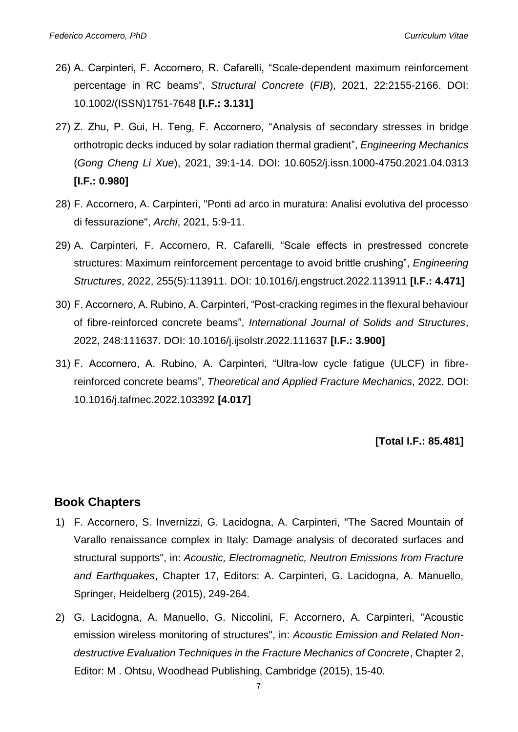26) A. Carpinteri, F. Accornero, R. Cafarelli, “Scale-dependent maximum reinforcement percentage in RC beams", *Structural Concrete* (*FIB*), 2021, 22:2155-2166. DOI: 10.1002/(ISSN)1751-7648 **[I.F.: 3.131]**

27) Z. Zhu, P. Gui, H. Teng, F. Accornero, “Analysis of secondary stresses in bridge orthotropic decks induced by solar radiation thermal gradient”, *Engineering Mechanics* (*Gong Cheng Li Xue*), 2021, 39:1-14. DOI: 10.6052/j.issn.1000-4750.2021.04.0313 **[I.F.: 0.980]**

28) F. Accornero, A. Carpinteri, "Ponti ad arco in muratura: Analisi evolutiva del processo di fessurazione", *Archi*, 2021, 5:9-11.

29) A. Carpinteri, F. Accornero, R. Cafarelli, “Scale effects in prestressed concrete structures: Maximum reinforcement percentage to avoid brittle crushing”, *Engineering Structures*, 2022, 255(5):113911. DOI: 10.1016/j.engstruct.2022.113911 **[I.F.: 4.471]**

30) F. Accornero, A. Rubino, A. Carpinteri, “Post-cracking regimes in the flexural behaviour of fibre-reinforced concrete beams”, *International Journal of Solids and Structures*, 2022, 248:111637. DOI: 10.1016/j.ijsolstr.2022.111637 **[I.F.: 3.900]**

31) F. Accornero, A. Rubino, A. Carpinteri, “Ultra-low cycle fatigue (ULCF) in fibre-reinforced concrete beams”, *Theoretical and Applied Fracture Mechanics*, 2022. DOI: 10.1016/j.tafmec.2022.103392 **[4.017]**

**[Total I.F.: 85.481]**

## Book Chapters

1) F. Accornero, S. Invernizzi, G. Lacidogna, A. Carpinteri, "The Sacred Mountain of Varallo renaissance complex in Italy: Damage analysis of decorated surfaces and structural supports", in: *Acoustic, Electromagnetic, Neutron Emissions from Fracture and Earthquakes*, Chapter 17, Editors: A. Carpinteri, G. Lacidogna, A. Manuello, Springer, Heidelberg (2015), 249-264.

2) G. Lacidogna, A. Manuello, G. Niccolini, F. Accornero, A. Carpinteri, "Acoustic emission wireless monitoring of structures", in: *Acoustic Emission and Related Non-destructive Evaluation Techniques in the Fracture Mechanics of Concrete*, Chapter 2, Editor: M . Ohtsu, Woodhead Publishing, Cambridge (2015), 15-40.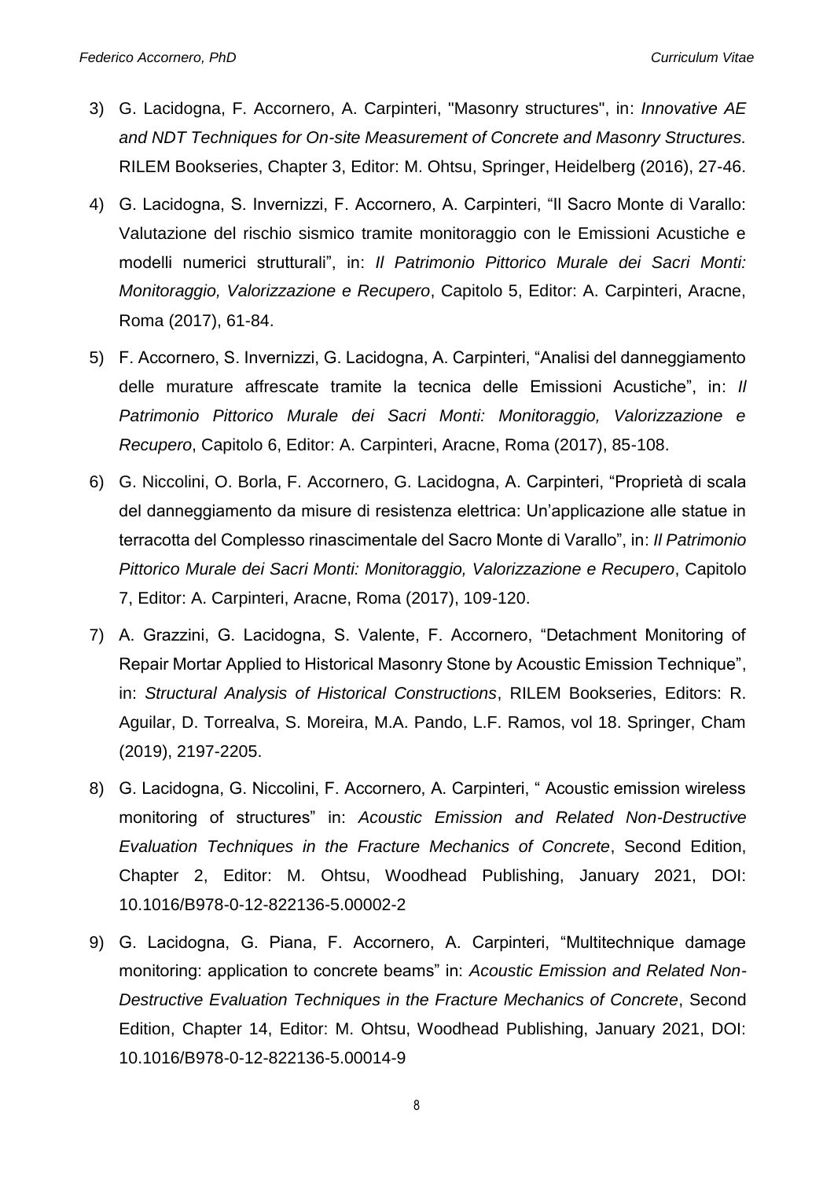3) G. Lacidogna, F. Accornero, A. Carpinteri, "Masonry structures", in: *Innovative AE and NDT Techniques for On-site Measurement of Concrete and Masonry Structures.* RILEM Bookseries, Chapter 3, Editor: M. Ohtsu, Springer, Heidelberg (2016), 27-46.

4) G. Lacidogna, S. Invernizzi, F. Accornero, A. Carpinteri, "Il Sacro Monte di Varallo: Valutazione del rischio sismico tramite monitoraggio con le Emissioni Acustiche e modelli numerici strutturali", in: *Il Patrimonio Pittorico Murale dei Sacri Monti: Monitoraggio, Valorizzazione e Recupero*, Capitolo 5, Editor: A. Carpinteri, Aracne, Roma (2017), 61-84.

5) F. Accornero, S. Invernizzi, G. Lacidogna, A. Carpinteri, "Analisi del danneggiamento delle murature affrescate tramite la tecnica delle Emissioni Acustiche", in: *Il Patrimonio Pittorico Murale dei Sacri Monti: Monitoraggio, Valorizzazione e Recupero*, Capitolo 6, Editor: A. Carpinteri, Aracne, Roma (2017), 85-108.

6) G. Niccolini, O. Borla, F. Accornero, G. Lacidogna, A. Carpinteri, "Proprietà di scala del danneggiamento da misure di resistenza elettrica: Un'applicazione alle statue in terracotta del Complesso rinascimentale del Sacro Monte di Varallo", in: *Il Patrimonio Pittorico Murale dei Sacri Monti: Monitoraggio, Valorizzazione e Recupero*, Capitolo 7, Editor: A. Carpinteri, Aracne, Roma (2017), 109-120.

7) A. Grazzini, G. Lacidogna, S. Valente, F. Accornero, "Detachment Monitoring of Repair Mortar Applied to Historical Masonry Stone by Acoustic Emission Technique", in: *Structural Analysis of Historical Constructions*, RILEM Bookseries, Editors: R. Aguilar, D. Torrealva, S. Moreira, M.A. Pando, L.F. Ramos, vol 18. Springer, Cham (2019), 2197-2205.

8) G. Lacidogna, G. Niccolini, F. Accornero, A. Carpinteri, " Acoustic emission wireless monitoring of structures" in: *Acoustic Emission and Related Non-Destructive Evaluation Techniques in the Fracture Mechanics of Concrete*, Second Edition, Chapter 2, Editor: M. Ohtsu, Woodhead Publishing, January 2021, DOI: 10.1016/B978-0-12-822136-5.00002-2

9) G. Lacidogna, G. Piana, F. Accornero, A. Carpinteri, "Multitechnique damage monitoring: application to concrete beams" in: *Acoustic Emission and Related Non-Destructive Evaluation Techniques in the Fracture Mechanics of Concrete*, Second Edition, Chapter 14, Editor: M. Ohtsu, Woodhead Publishing, January 2021, DOI: 10.1016/B978-0-12-822136-5.00014-9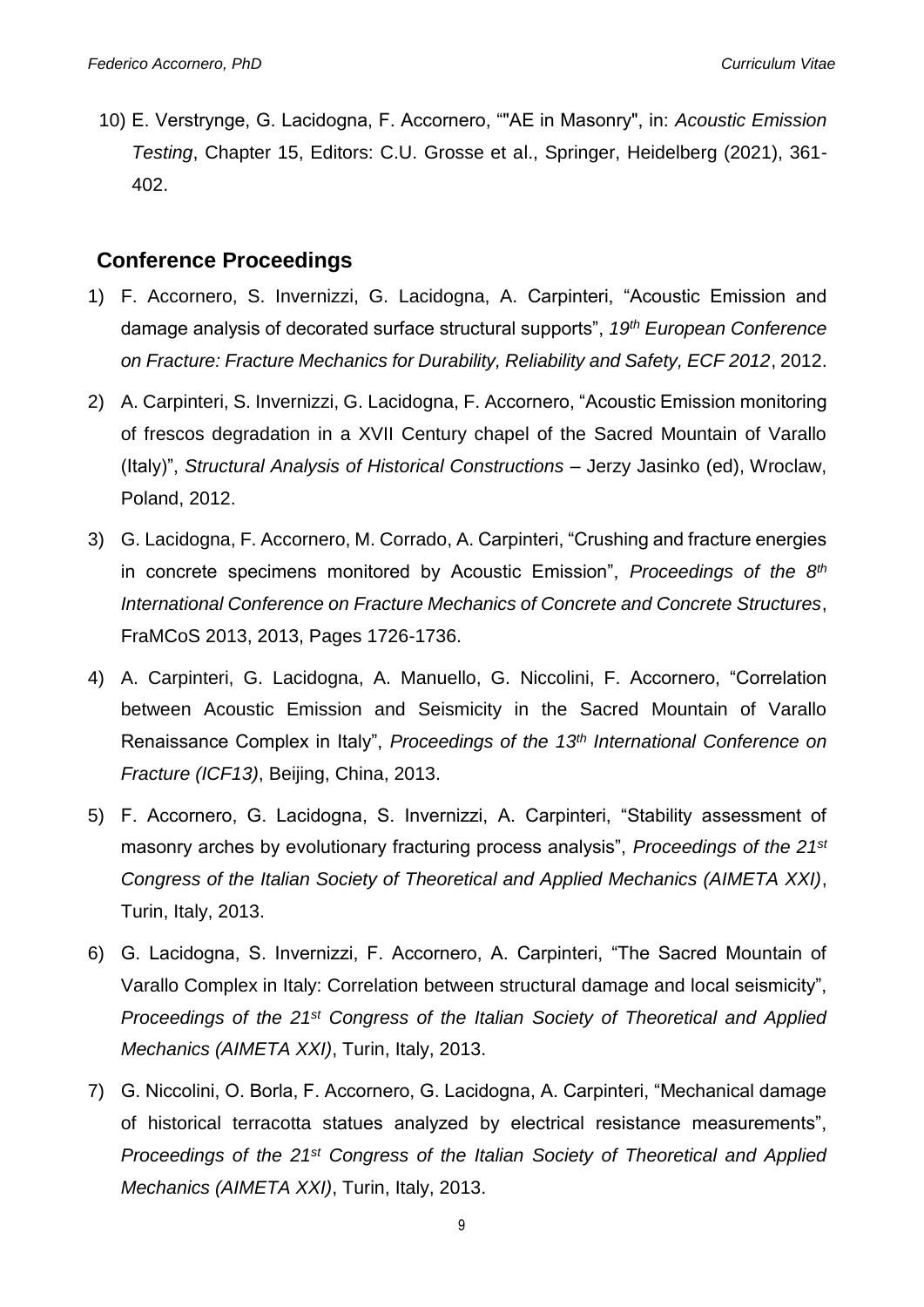10) E. Verstrynge, G. Lacidogna, F. Accornero, ""AE in Masonry", in: *Acoustic Emission Testing*, Chapter 15, Editors: C.U. Grosse et al., Springer, Heidelberg (2021), 361-402.

## Conference Proceedings

1) F. Accornero, S. Invernizzi, G. Lacidogna, A. Carpinteri, "Acoustic Emission and damage analysis of decorated surface structural supports", *19th European Conference on Fracture: Fracture Mechanics for Durability, Reliability and Safety, ECF 2012*, 2012.

2) A. Carpinteri, S. Invernizzi, G. Lacidogna, F. Accornero, "Acoustic Emission monitoring of frescos degradation in a XVII Century chapel of the Sacred Mountain of Varallo (Italy)", *Structural Analysis of Historical Constructions* – Jerzy Jasinko (ed), Wroclaw, Poland, 2012.

3) G. Lacidogna, F. Accornero, M. Corrado, A. Carpinteri, "Crushing and fracture energies in concrete specimens monitored by Acoustic Emission", *Proceedings of the 8th International Conference on Fracture Mechanics of Concrete and Concrete Structures*, FraMCoS 2013, 2013, Pages 1726-1736.

4) A. Carpinteri, G. Lacidogna, A. Manuello, G. Niccolini, F. Accornero, "Correlation between Acoustic Emission and Seismicity in the Sacred Mountain of Varallo Renaissance Complex in Italy", *Proceedings of the 13th International Conference on Fracture (ICF13)*, Beijing, China, 2013.

5) F. Accornero, G. Lacidogna, S. Invernizzi, A. Carpinteri, "Stability assessment of masonry arches by evolutionary fracturing process analysis", *Proceedings of the 21st Congress of the Italian Society of Theoretical and Applied Mechanics (AIMETA XXI)*, Turin, Italy, 2013.

6) G. Lacidogna, S. Invernizzi, F. Accornero, A. Carpinteri, "The Sacred Mountain of Varallo Complex in Italy: Correlation between structural damage and local seismicity", *Proceedings of the 21st Congress of the Italian Society of Theoretical and Applied Mechanics (AIMETA XXI)*, Turin, Italy, 2013.

7) G. Niccolini, O. Borla, F. Accornero, G. Lacidogna, A. Carpinteri, "Mechanical damage of historical terracotta statues analyzed by electrical resistance measurements", *Proceedings of the 21st Congress of the Italian Society of Theoretical and Applied Mechanics (AIMETA XXI)*, Turin, Italy, 2013.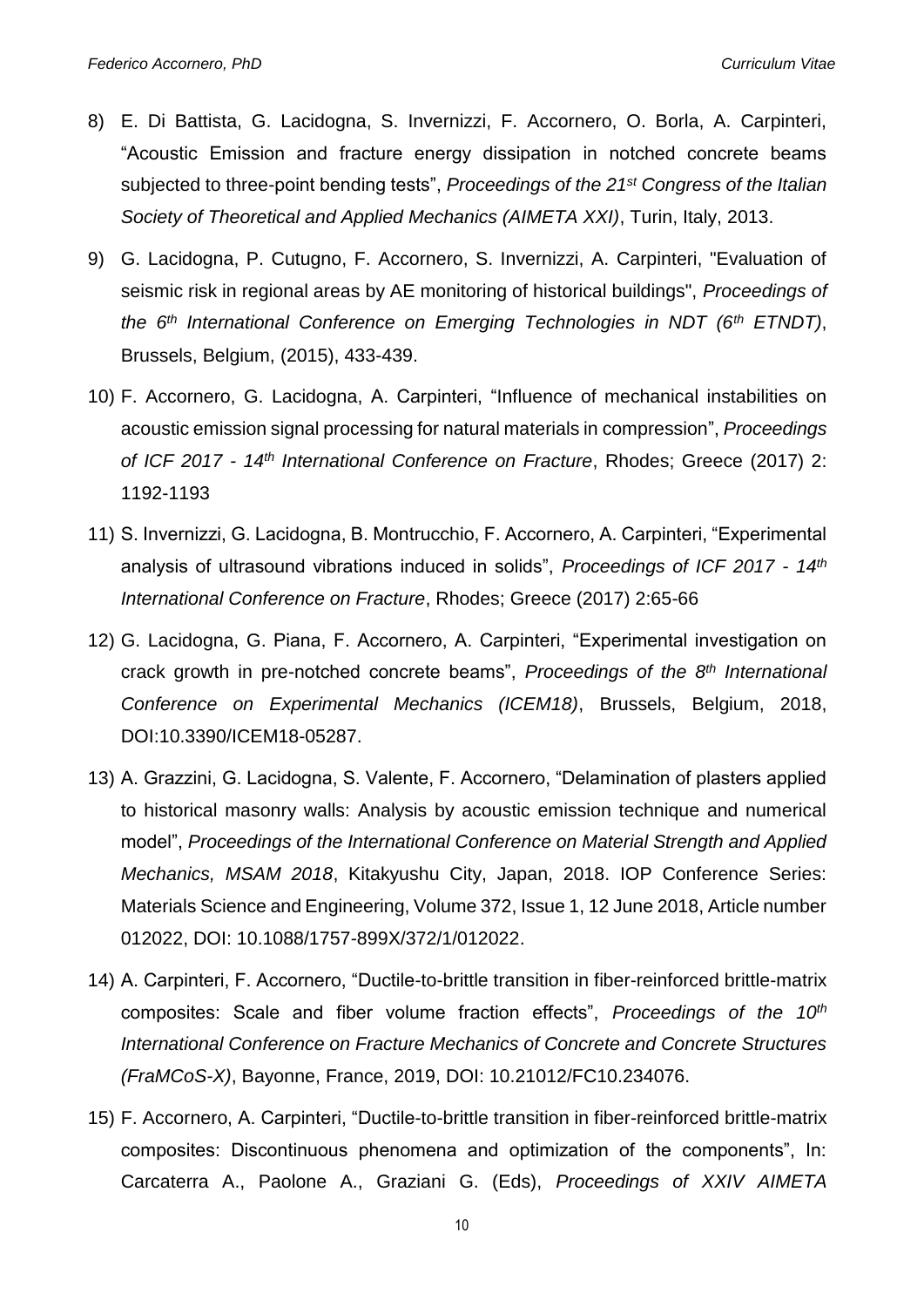8) E. Di Battista, G. Lacidogna, S. Invernizzi, F. Accornero, O. Borla, A. Carpinteri, "Acoustic Emission and fracture energy dissipation in notched concrete beams subjected to three-point bending tests", *Proceedings of the 21st Congress of the Italian Society of Theoretical and Applied Mechanics (AIMETA XXI)*, Turin, Italy, 2013.

9) G. Lacidogna, P. Cutugno, F. Accornero, S. Invernizzi, A. Carpinteri, "Evaluation of seismic risk in regional areas by AE monitoring of historical buildings", *Proceedings of the 6th International Conference on Emerging Technologies in NDT (6th ETNDT)*, Brussels, Belgium, (2015), 433-439.

10) F. Accornero, G. Lacidogna, A. Carpinteri, "Influence of mechanical instabilities on acoustic emission signal processing for natural materials in compression", *Proceedings of ICF 2017 - 14th International Conference on Fracture*, Rhodes; Greece (2017) 2: 1192-1193

11) S. Invernizzi, G. Lacidogna, B. Montrucchio, F. Accornero, A. Carpinteri, "Experimental analysis of ultrasound vibrations induced in solids", *Proceedings of ICF 2017 - 14th International Conference on Fracture*, Rhodes; Greece (2017) 2:65-66

12) G. Lacidogna, G. Piana, F. Accornero, A. Carpinteri, "Experimental investigation on crack growth in pre-notched concrete beams", *Proceedings of the 8th International Conference on Experimental Mechanics (ICEM18)*, Brussels, Belgium, 2018, DOI:10.3390/ICEM18-05287.

13) A. Grazzini, G. Lacidogna, S. Valente, F. Accornero, "Delamination of plasters applied to historical masonry walls: Analysis by acoustic emission technique and numerical model", *Proceedings of the International Conference on Material Strength and Applied Mechanics, MSAM 2018*, Kitakyushu City, Japan, 2018. IOP Conference Series: Materials Science and Engineering, Volume 372, Issue 1, 12 June 2018, Article number 012022, DOI: 10.1088/1757-899X/372/1/012022.

14) A. Carpinteri, F. Accornero, "Ductile-to-brittle transition in fiber-reinforced brittle-matrix composites: Scale and fiber volume fraction effects", *Proceedings of the 10th International Conference on Fracture Mechanics of Concrete and Concrete Structures (FraMCoS-X)*, Bayonne, France, 2019, DOI: 10.21012/FC10.234076.

15) F. Accornero, A. Carpinteri, "Ductile-to-brittle transition in fiber-reinforced brittle-matrix composites: Discontinuous phenomena and optimization of the components", In: Carcaterra A., Paolone A., Graziani G. (Eds), *Proceedings of XXIV AIMETA*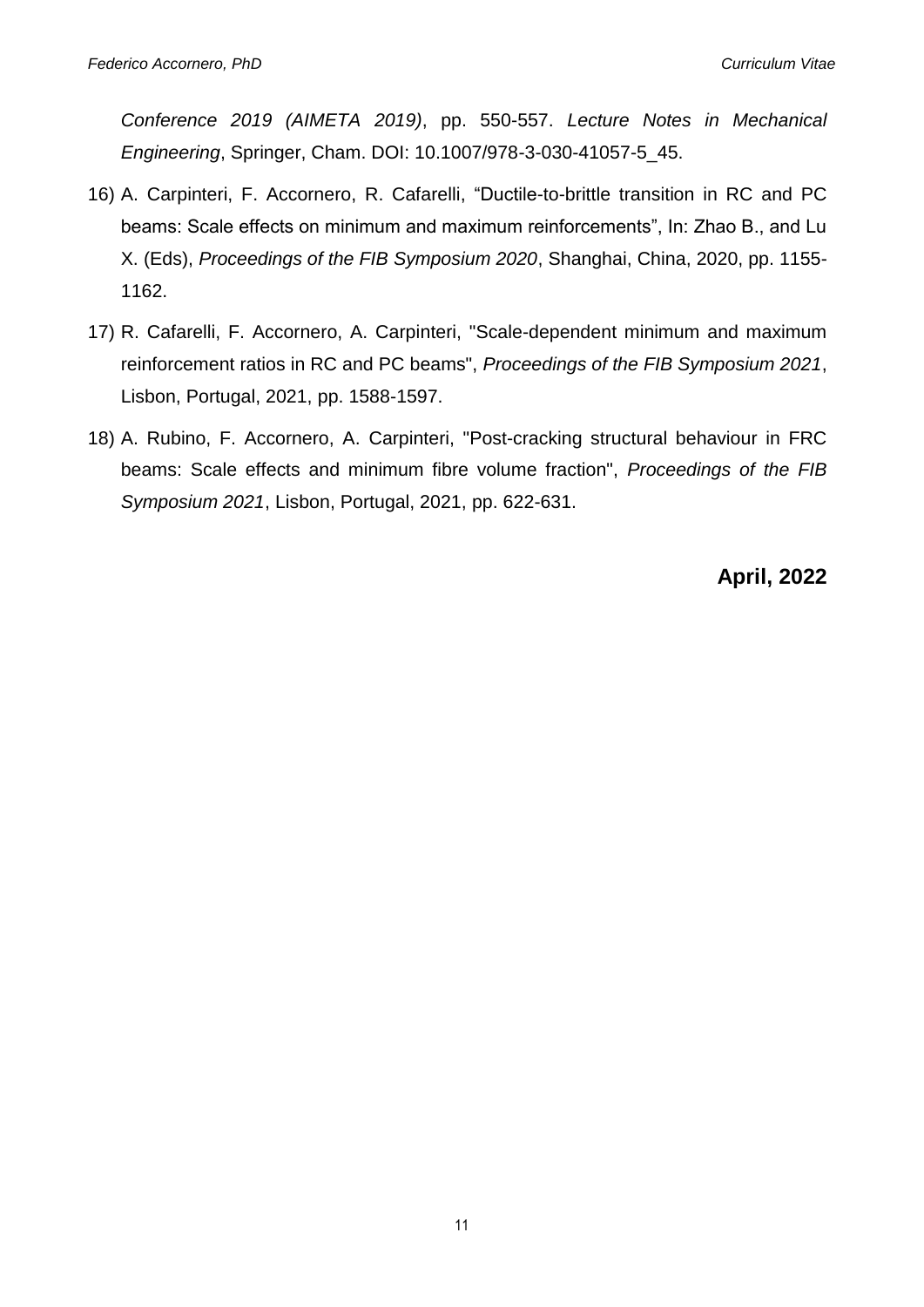*Conference 2019 (AIMETA 2019)*, pp. 550-557. *Lecture Notes in Mechanical Engineering*, Springer, Cham. DOI: 10.1007/978-3-030-41057-5_45.

16) A. Carpinteri, F. Accornero, R. Cafarelli, "Ductile-to-brittle transition in RC and PC beams: Scale effects on minimum and maximum reinforcements", In: Zhao B., and Lu X. (Eds), *Proceedings of the FIB Symposium 2020*, Shanghai, China, 2020, pp. 1155-1162.
17) R. Cafarelli, F. Accornero, A. Carpinteri, "Scale-dependent minimum and maximum reinforcement ratios in RC and PC beams", *Proceedings of the FIB Symposium 2021*, Lisbon, Portugal, 2021, pp. 1588-1597.
18) A. Rubino, F. Accornero, A. Carpinteri, "Post-cracking structural behaviour in FRC beams: Scale effects and minimum fibre volume fraction", *Proceedings of the FIB Symposium 2021*, Lisbon, Portugal, 2021, pp. 622-631.

**April, 2022**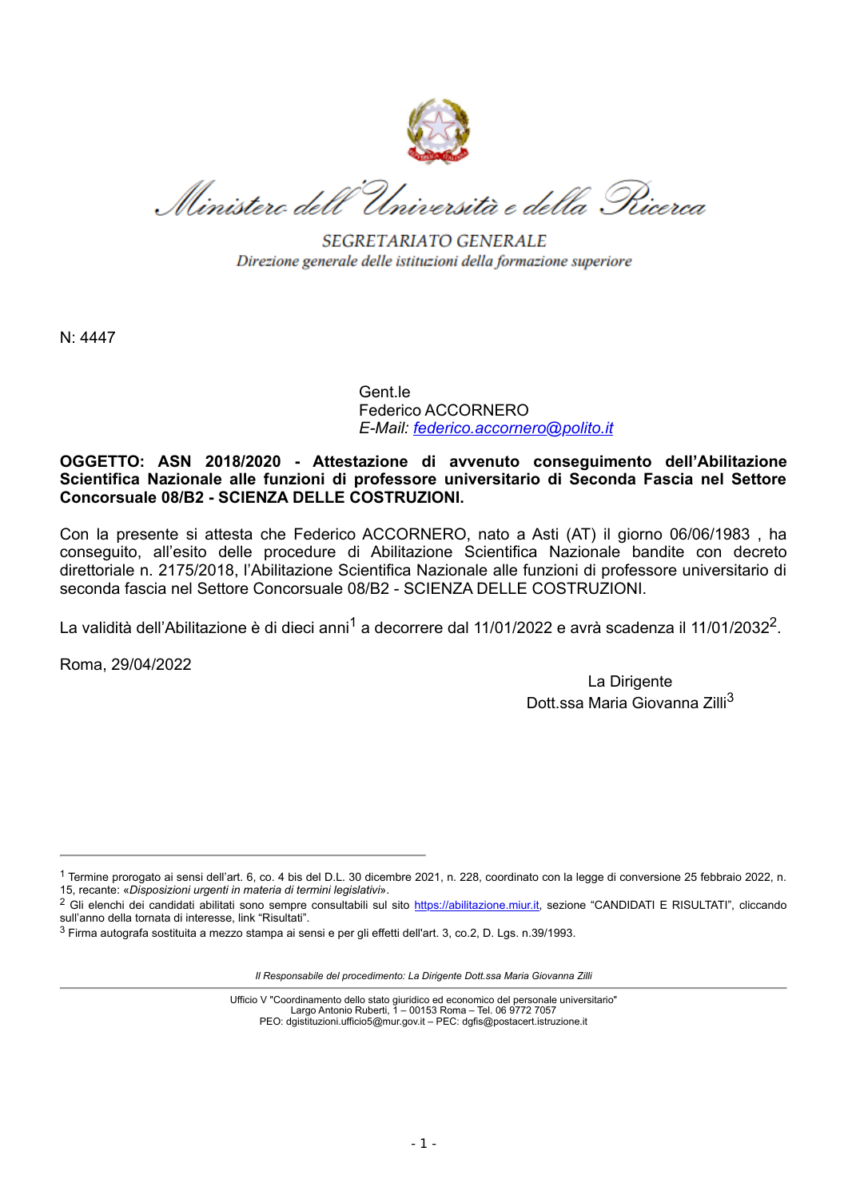Ministero dell'Università e della Ricerca

SEGRETARIATO GENERALE

*Direzione generale delle istituzioni della formazione superiore*

N: 4447

Gent.le
Federico ACCORNERO
*E-Mail: federico.accornero@polito.it*

**OGGETTO: ASN 2018/2020 - Attestazione di avvenuto conseguimento dell'Abilitazione Scientifica Nazionale alle funzioni di professore universitario di Seconda Fascia nel Settore Concorsuale 08/B2 - SCIENZA DELLE COSTRUZIONI.**

Con la presente si attesta che Federico ACCORNERO, nato a Asti (AT) il giorno 06/06/1983 , ha conseguito, all'esito delle procedure di Abilitazione Scientifica Nazionale bandite con decreto direttoriale n. 2175/2018, l'Abilitazione Scientifica Nazionale alle funzioni di professore universitario di seconda fascia nel Settore Concorsuale 08/B2 - SCIENZA DELLE COSTRUZIONI.

La validità dell'Abilitazione è di dieci anni[1] a decorrere dal 11/01/2022 e avrà scadenza il 11/01/2032[2].

Roma, 29/04/2022

La Dirigente
Dott.ssa Maria Giovanna Zilli[3]

---

[1] Termine prorogato ai sensi dell'art. 6, co. 4 bis del D.L. 30 dicembre 2021, n. 228, coordinato con la legge di conversione 25 febbraio 2022, n. 15, recante: «*Disposizioni urgenti in materia di termini legislativi*».

[2] Gli elenchi dei candidati abilitati sono sempre consultabili sul sito https://abilitazione.miur.it, sezione "CANDIDATI E RISULTATI", cliccando sull'anno della tornata di interesse, link "Risultati".

[3] Firma autografa sostituita a mezzo stampa ai sensi e per gli effetti dell'art. 3, co.2, D. Lgs. n.39/1993.

*Il Responsabile del procedimento: La Dirigente Dott.ssa Maria Giovanna Zilli*

Ufficio V "Coordinamento dello stato giuridico ed economico del personale universitario"
Largo Antonio Ruberti, 1 – 00153 Roma – Tel. 06 9772 7057
PEO: dgistituzioni.ufficio5@mur.gov.it – PEC: dgfis@postacert.istruzione.it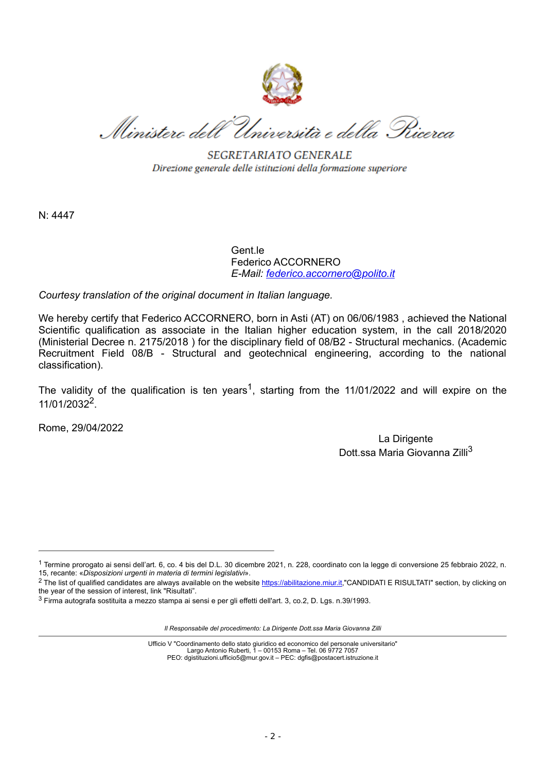*Ministero dell'Università e della Ricerca*

SEGRETARIATO GENERALE

*Direzione generale delle istituzioni della formazione superiore*

N: 4447

Gent.le
Federico ACCORNERO
*E-Mail: federico.accornero@polito.it*

*Courtesy translation of the original document in Italian language.*

We hereby certify that Federico ACCORNERO, born in Asti (AT) on 06/06/1983 , achieved the National Scientific qualification as associate in the Italian higher education system, in the call 2018/2020 (Ministerial Decree n. 2175/2018 ) for the disciplinary field of 08/B2 - Structural mechanics. (Academic Recruitment Field 08/B - Structural and geotechnical engineering, according to the national classification).

The validity of the qualification is ten years[1], starting from the 11/01/2022 and will expire on the 11/01/2032[2].

Rome, 29/04/2022

La Dirigente
Dott.ssa Maria Giovanna Zilli[3]

---

[1] Termine prorogato ai sensi dell'art. 6, co. 4 bis del D.L. 30 dicembre 2021, n. 228, coordinato con la legge di conversione 25 febbraio 2022, n. 15, recante: «*Disposizioni urgenti in materia di termini legislativi*».

[2] The list of qualified candidates are always available on the website https://abilitazione.miur.it,"CANDIDATI E RISULTATI" section, by clicking on the year of the session of interest, link "Risultati".

[3] Firma autografa sostituita a mezzo stampa ai sensi e per gli effetti dell'art. 3, co.2, D. Lgs. n.39/1993.

*Il Responsabile del procedimento: La Dirigente Dott.ssa Maria Giovanna Zilli*

Ufficio V "Coordinamento dello stato giuridico ed economico del personale universitario"
Largo Antonio Ruberti, 1 – 00153 Roma – Tel. 06 9772 7057
PEO: dgistituzioni.ufficio5@mur.gov.it – PEC: dgfis@postacert.istruzione.it